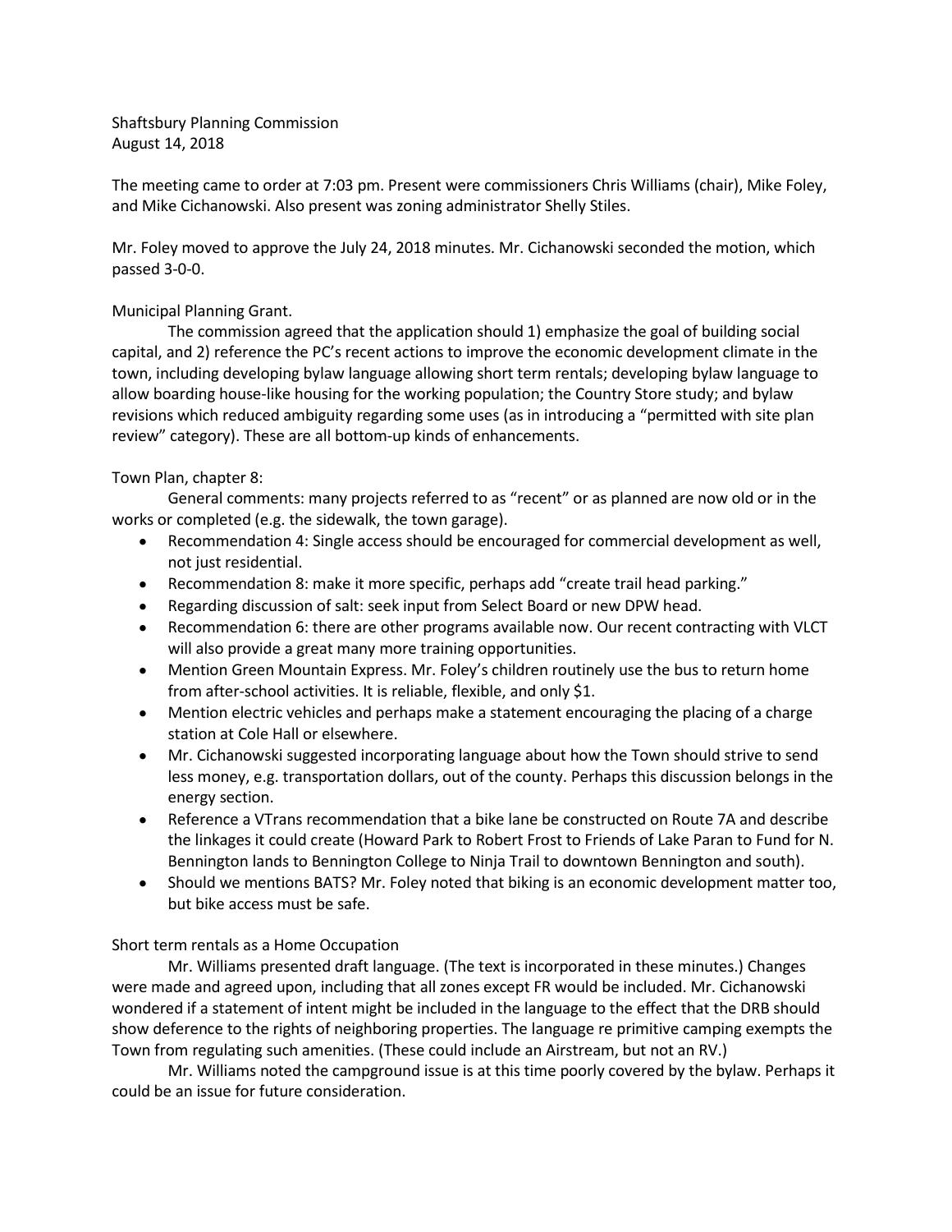Shaftsbury Planning Commission
August 14, 2018

The meeting came to order at 7:03 pm. Present were commissioners Chris Williams (chair), Mike Foley, and Mike Cichanowski. Also present was zoning administrator Shelly Stiles.

Mr. Foley moved to approve the July 24, 2018 minutes. Mr. Cichanowski seconded the motion, which passed 3-0-0.

Municipal Planning Grant.

The commission agreed that the application should 1) emphasize the goal of building social capital, and 2) reference the PC's recent actions to improve the economic development climate in the town, including developing bylaw language allowing short term rentals; developing bylaw language to allow boarding house-like housing for the working population; the Country Store study; and bylaw revisions which reduced ambiguity regarding some uses (as in introducing a "permitted with site plan review" category). These are all bottom-up kinds of enhancements.

Town Plan, chapter 8:

General comments: many projects referred to as "recent" or as planned are now old or in the works or completed (e.g. the sidewalk, the town garage).

- Recommendation 4: Single access should be encouraged for commercial development as well, not just residential.
- Recommendation 8: make it more specific, perhaps add "create trail head parking."
- Regarding discussion of salt: seek input from Select Board or new DPW head.
- Recommendation 6: there are other programs available now. Our recent contracting with VLCT will also provide a great many more training opportunities.
- Mention Green Mountain Express. Mr. Foley's children routinely use the bus to return home from after-school activities. It is reliable, flexible, and only $1.
- Mention electric vehicles and perhaps make a statement encouraging the placing of a charge station at Cole Hall or elsewhere.
- Mr. Cichanowski suggested incorporating language about how the Town should strive to send less money, e.g. transportation dollars, out of the county. Perhaps this discussion belongs in the energy section.
- Reference a VTrans recommendation that a bike lane be constructed on Route 7A and describe the linkages it could create (Howard Park to Robert Frost to Friends of Lake Paran to Fund for N. Bennington lands to Bennington College to Ninja Trail to downtown Bennington and south).
- Should we mentions BATS? Mr. Foley noted that biking is an economic development matter too, but bike access must be safe.

Short term rentals as a Home Occupation

Mr. Williams presented draft language. (The text is incorporated in these minutes.) Changes were made and agreed upon, including that all zones except FR would be included. Mr. Cichanowski wondered if a statement of intent might be included in the language to the effect that the DRB should show deference to the rights of neighboring properties. The language re primitive camping exempts the Town from regulating such amenities. (These could include an Airstream, but not an RV.)

Mr. Williams noted the campground issue is at this time poorly covered by the bylaw. Perhaps it could be an issue for future consideration.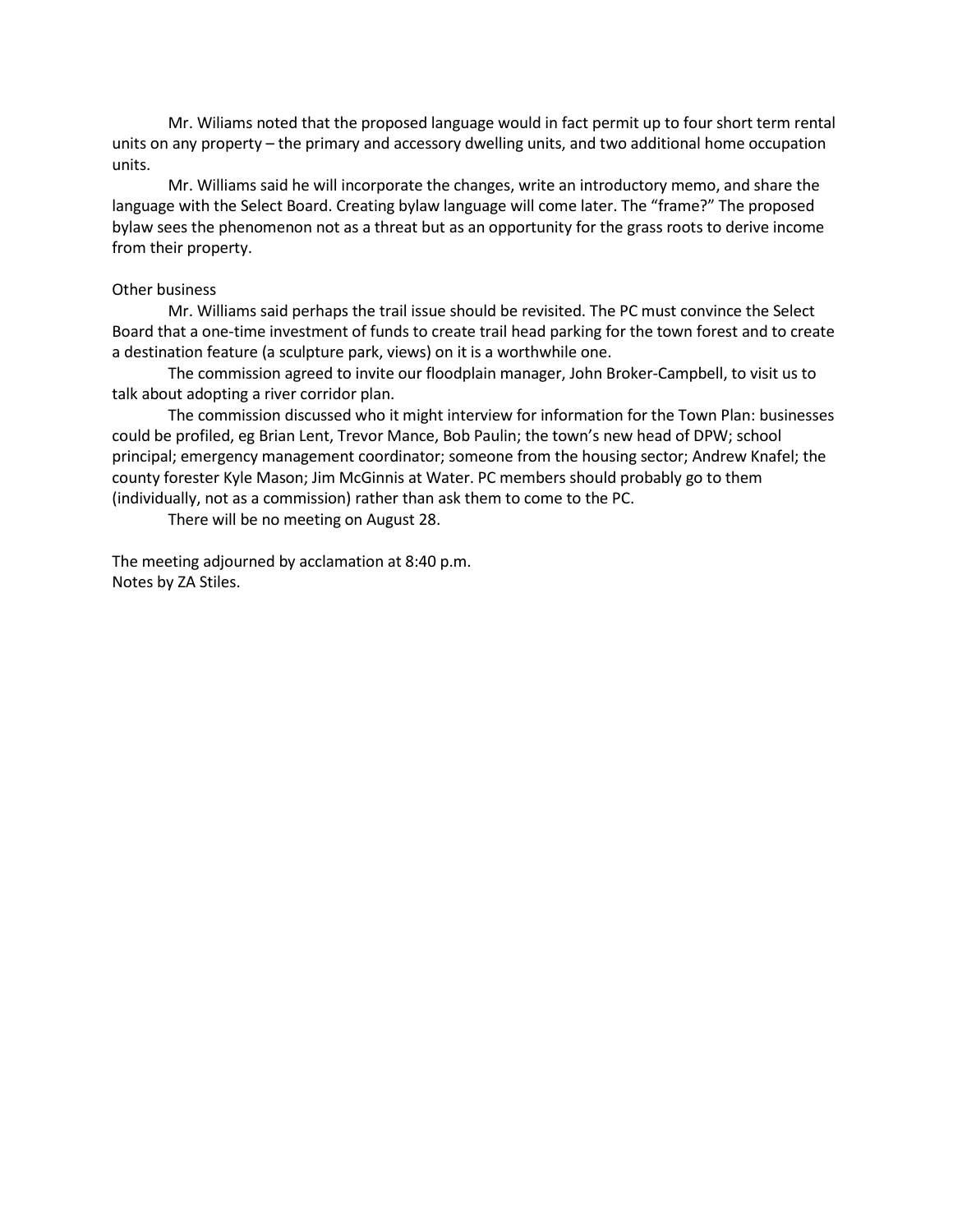Mr. Wiliams noted that the proposed language would in fact permit up to four short term rental units on any property – the primary and accessory dwelling units, and two additional home occupation units.

Mr. Williams said he will incorporate the changes, write an introductory memo, and share the language with the Select Board. Creating bylaw language will come later. The "frame?" The proposed bylaw sees the phenomenon not as a threat but as an opportunity for the grass roots to derive income from their property.

Other business

Mr. Williams said perhaps the trail issue should be revisited. The PC must convince the Select Board that a one-time investment of funds to create trail head parking for the town forest and to create a destination feature (a sculpture park, views) on it is a worthwhile one.

The commission agreed to invite our floodplain manager, John Broker-Campbell, to visit us to talk about adopting a river corridor plan.

The commission discussed who it might interview for information for the Town Plan: businesses could be profiled, eg Brian Lent, Trevor Mance, Bob Paulin; the town's new head of DPW; school principal; emergency management coordinator; someone from the housing sector; Andrew Knafel; the county forester Kyle Mason; Jim McGinnis at Water. PC members should probably go to them (individually, not as a commission) rather than ask them to come to the PC.

There will be no meeting on August 28.

The meeting adjourned by acclamation at 8:40 p.m.
Notes by ZA Stiles.